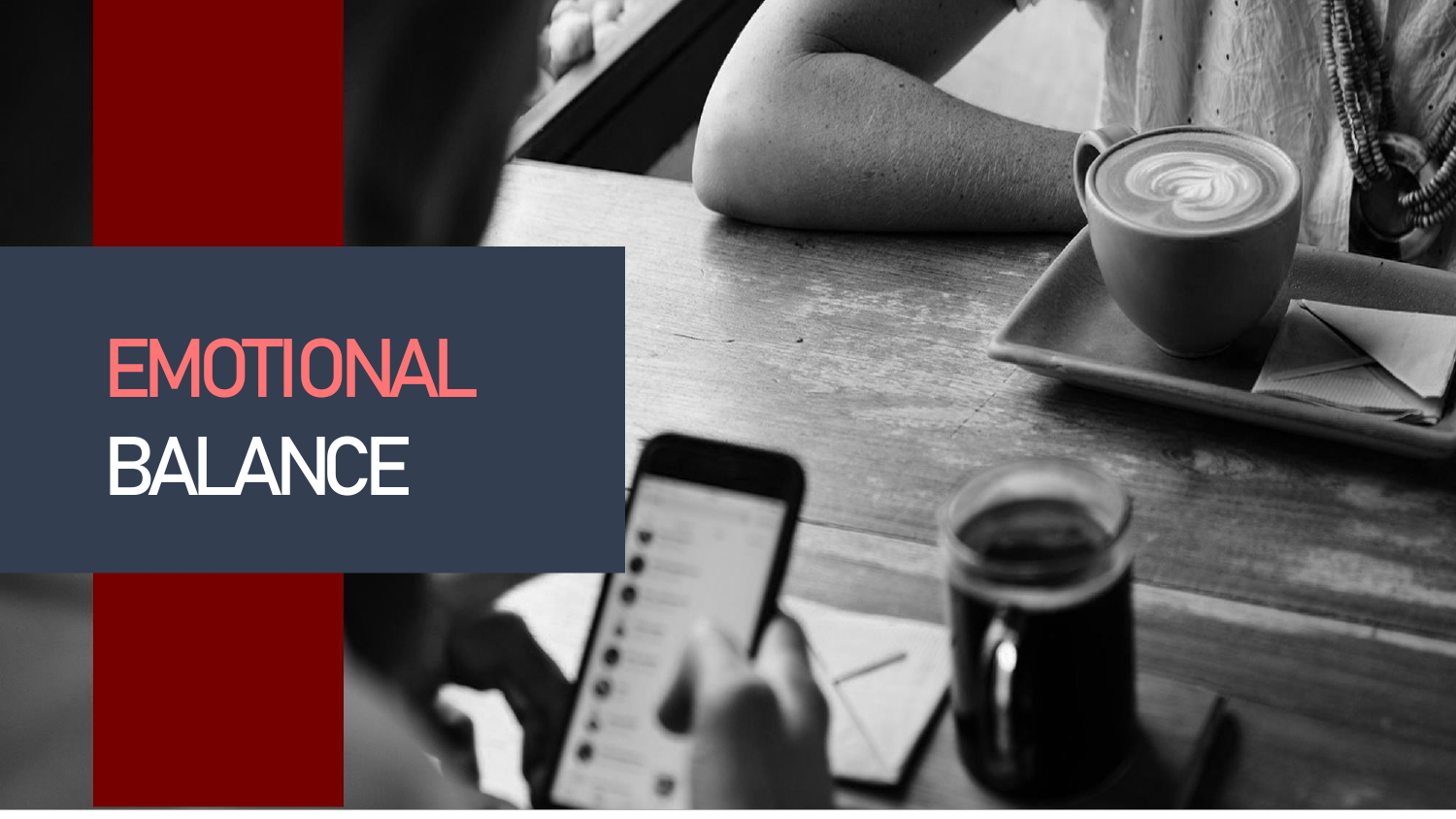# EMOTIONAL BALANCE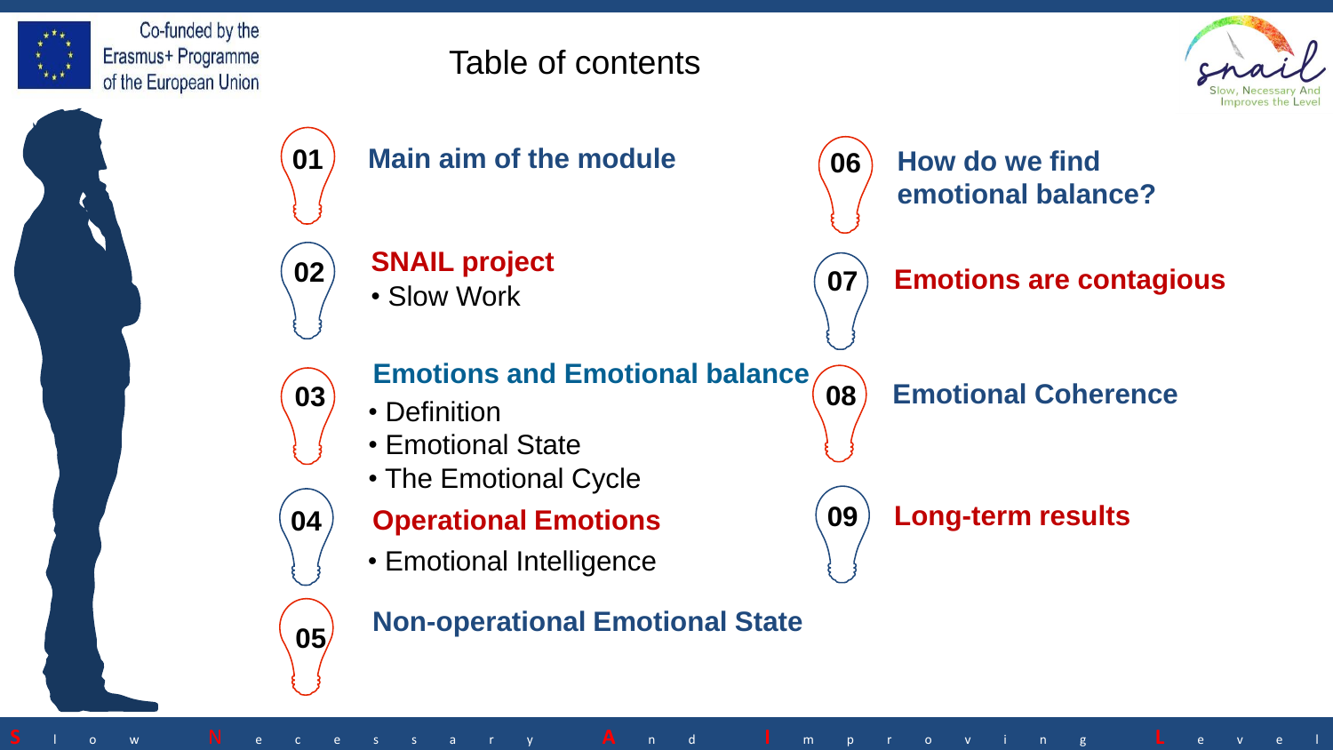# Table of contents

**01** Main aim of the module

**02** SNAIL project
- Slow Work

**03** Emotions and Emotional balance
- Definition
- Emotional State
- The Emotional Cycle

**04** Operational Emotions
- Emotional Intelligence

**05** Non-operational Emotional State

**06** How do we find emotional balance?

**07** Emotions are contagious

**08** Emotional Coherence

**09** Long-term results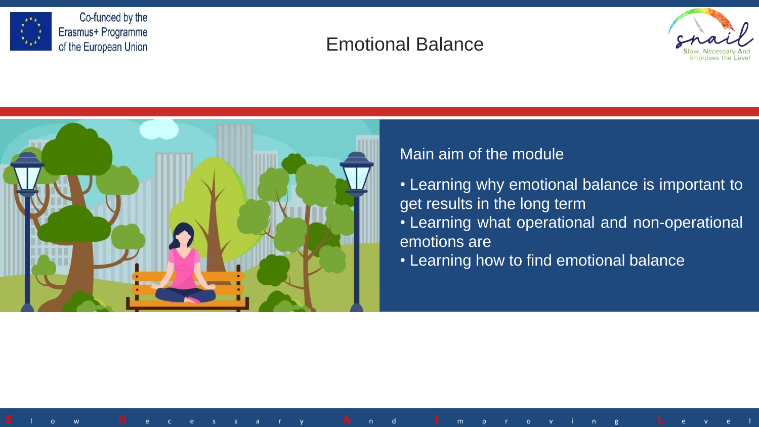# Emotional Balance

Main aim of the module

- Learning why emotional balance is important to get results in the long term
- Learning what operational and non-operational emotions are
- Learning how to find emotional balance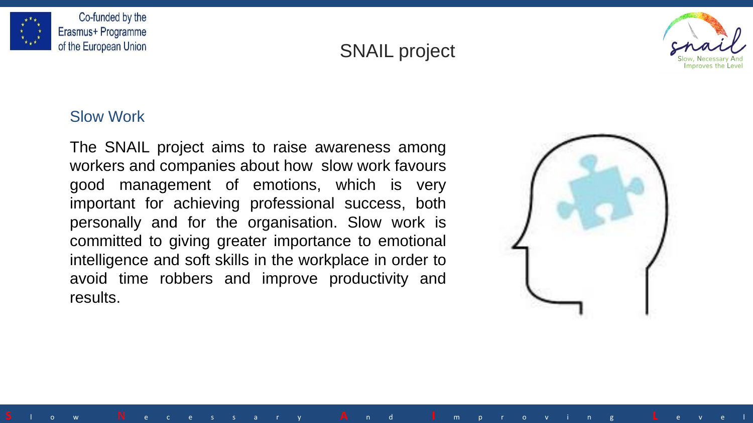## Slow Work

The SNAIL project aims to raise awareness among workers and companies about how slow work favours good management of emotions, which is very important for achieving professional success, both personally and for the organisation. Slow work is committed to giving greater importance to emotional intelligence and soft skills in the workplace in order to avoid time robbers and improve productivity and results.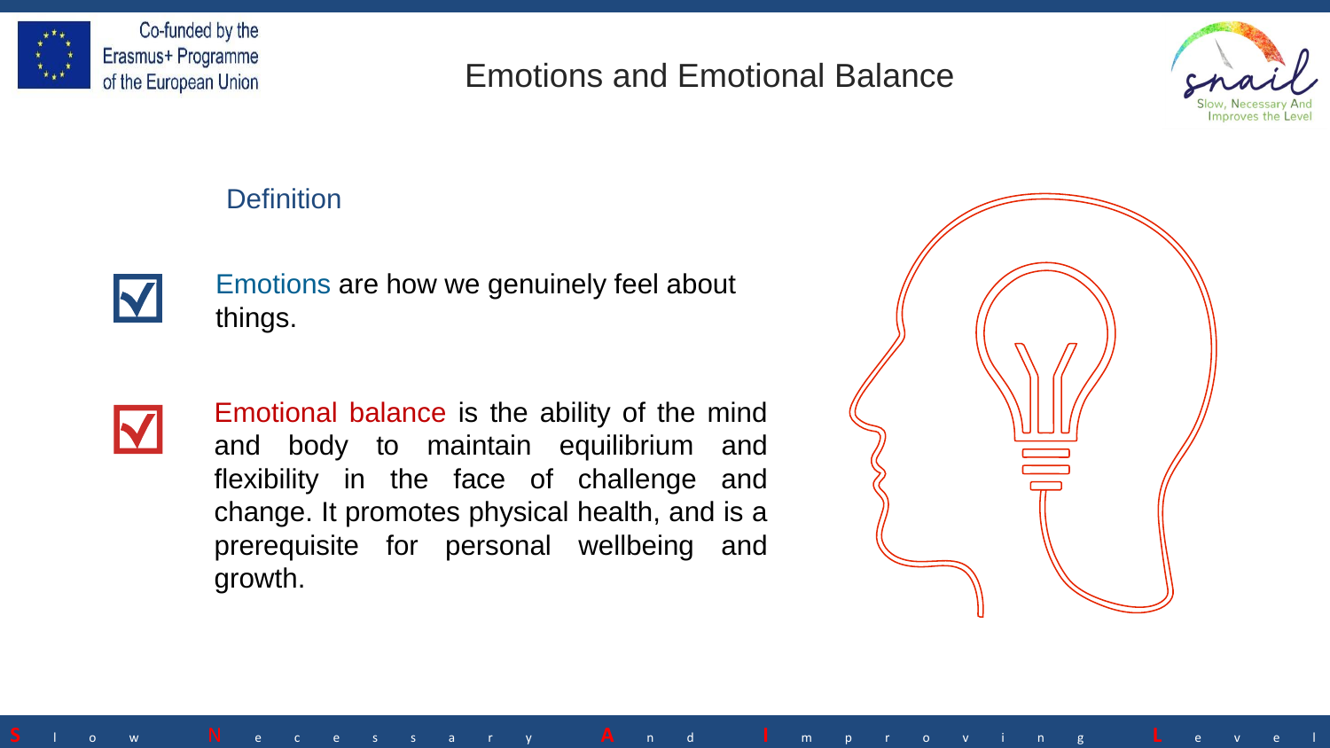# Emotions and Emotional Balance

## Definition

- Emotions are how we genuinely feel about things.
- Emotional balance is the ability of the mind and body to maintain equilibrium and flexibility in the face of challenge and change. It promotes physical health, and is a prerequisite for personal wellbeing and growth.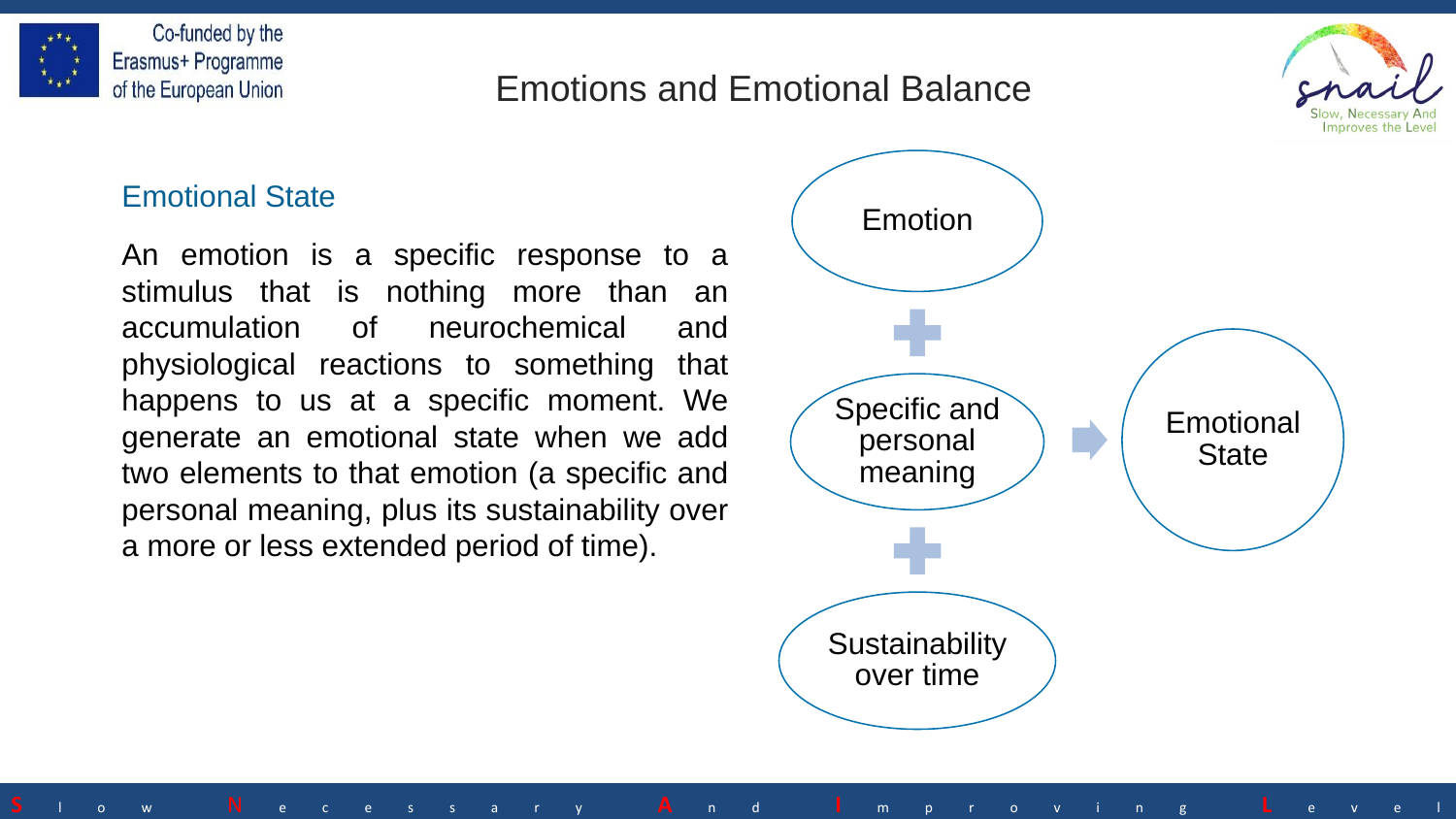# Emotions and Emotional Balance

## Emotional State

An emotion is a specific response to a stimulus that is nothing more than an accumulation of neurochemical and physiological reactions to something that happens to us at a specific moment. We generate an emotional state when we add two elements to that emotion (a specific and personal meaning, plus its sustainability over a more or less extended period of time).

Emotion

+

Specific and personal meaning

+

Sustainability over time

→ Emotional State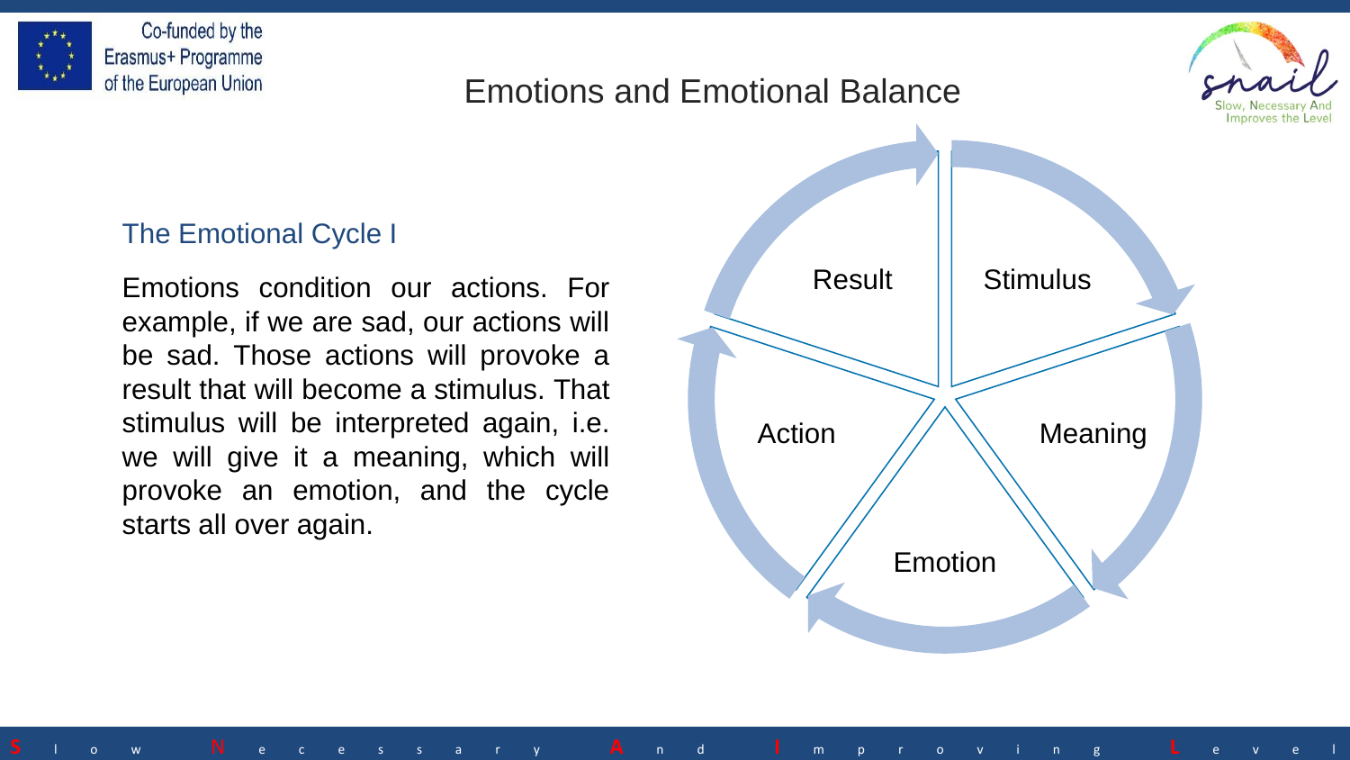# Emotions and Emotional Balance

## The Emotional Cycle I

Emotions condition our actions. For example, if we are sad, our actions will be sad. Those actions will provoke a result that will become a stimulus. That stimulus will be interpreted again, i.e. we will give it a meaning, which will provoke an emotion, and the cycle starts all over again.

Result

Stimulus

Meaning

Emotion

Action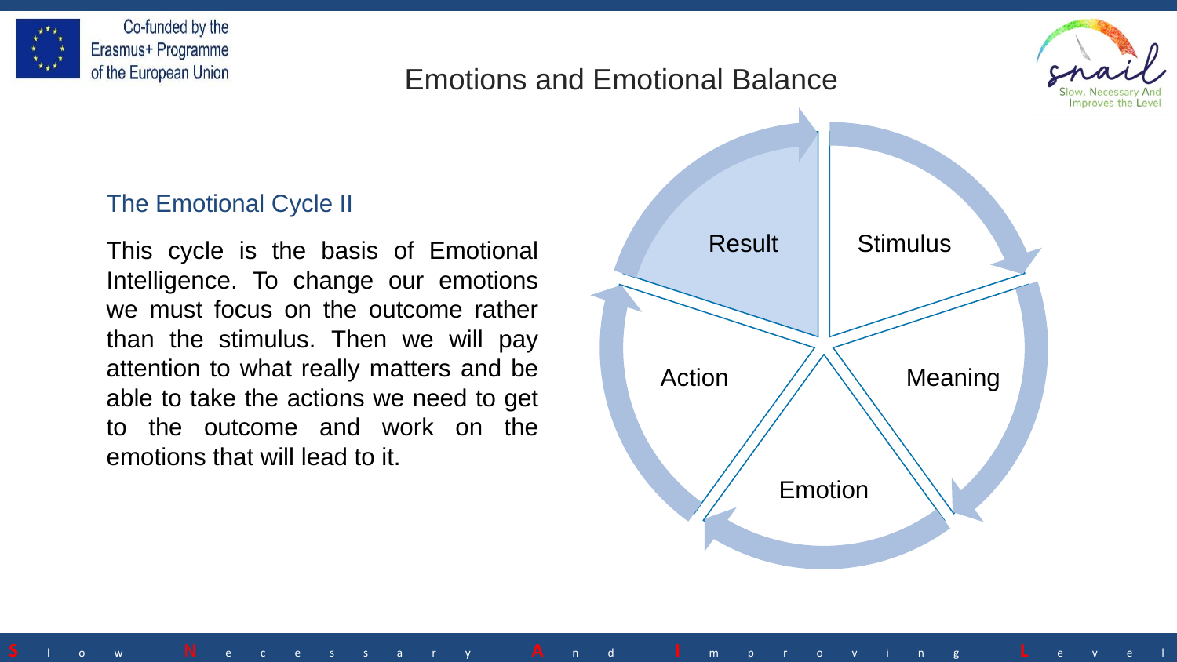# Emotions and Emotional Balance

## The Emotional Cycle II

This cycle is the basis of Emotional Intelligence. To change our emotions we must focus on the outcome rather than the stimulus. Then we will pay attention to what really matters and be able to take the actions we need to get to the outcome and work on the emotions that will lead to it.

Result

Stimulus

Meaning

Emotion

Action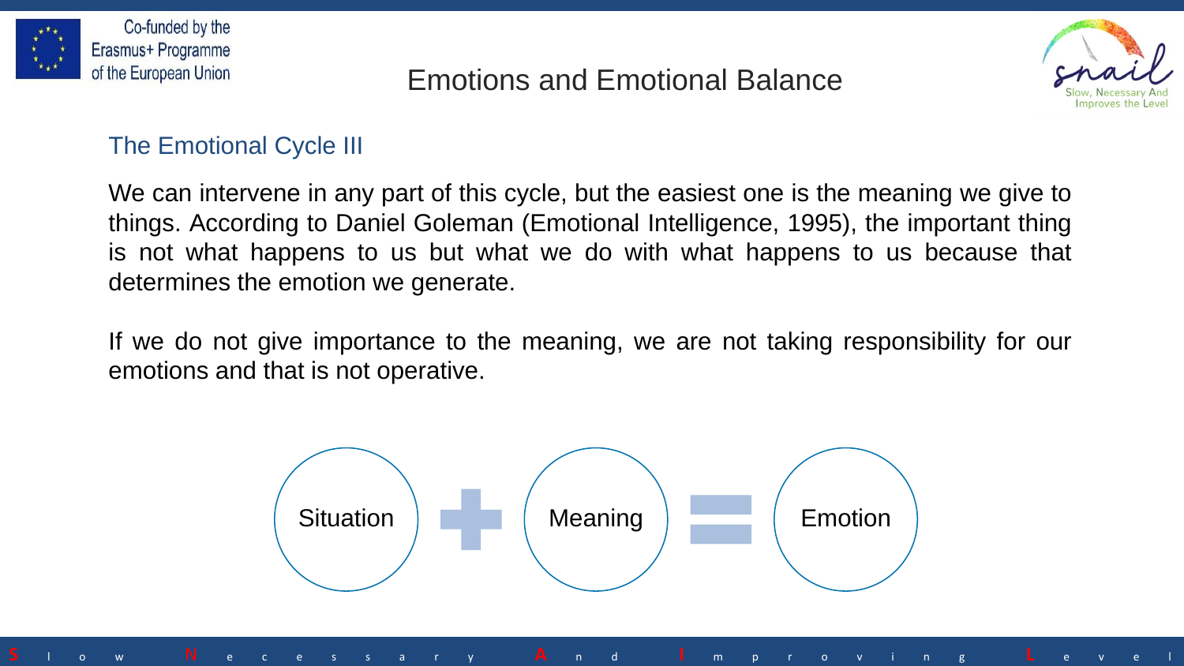## Emotions and Emotional Balance

### The Emotional Cycle III

We can intervene in any part of this cycle, but the easiest one is the meaning we give to things. According to Daniel Goleman (Emotional Intelligence, 1995), the important thing is not what happens to us but what we do with what happens to us because that determines the emotion we generate.

If we do not give importance to the meaning, we are not taking responsibility for our emotions and that is not operative.

Situation + Meaning = Emotion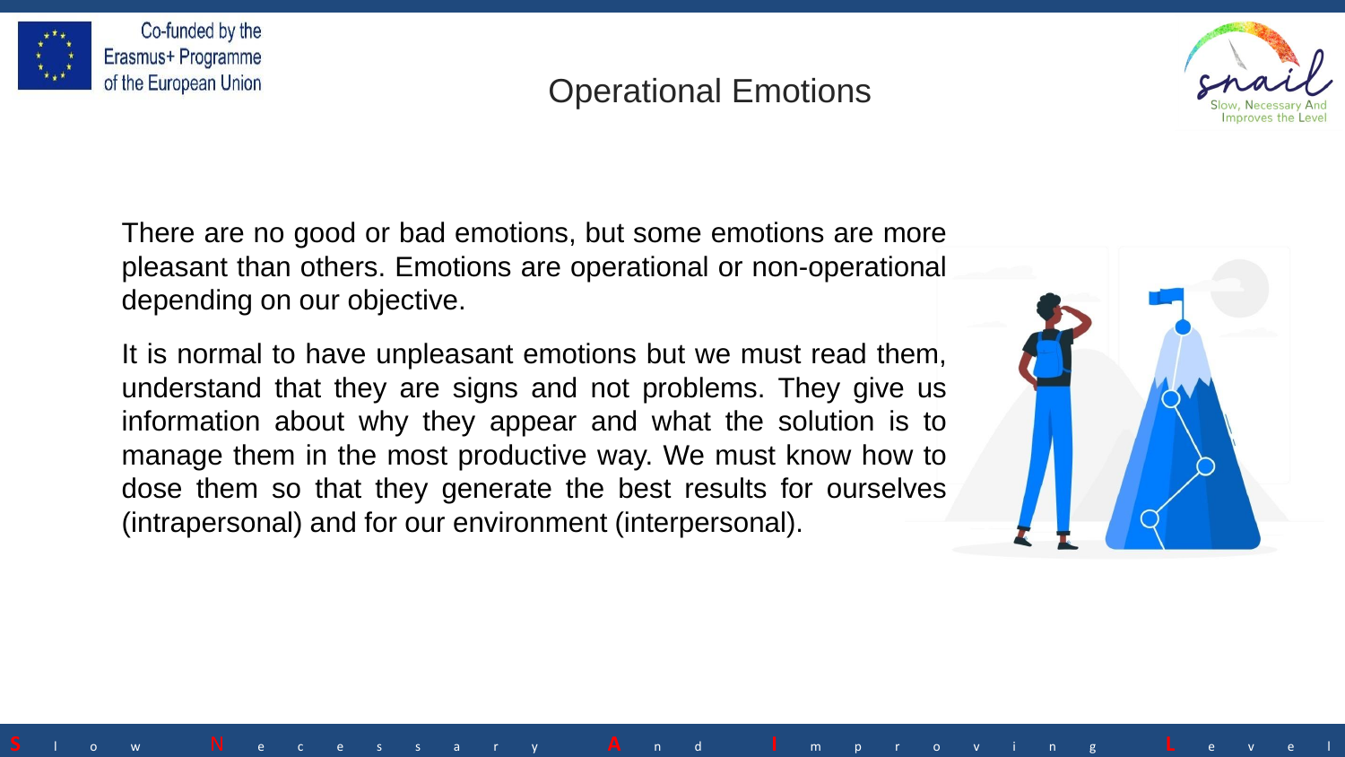# Operational Emotions

There are no good or bad emotions, but some emotions are more pleasant than others. Emotions are operational or non-operational depending on our objective.

It is normal to have unpleasant emotions but we must read them, understand that they are signs and not problems. They give us information about why they appear and what the solution is to manage them in the most productive way. We must know how to dose them so that they generate the best results for ourselves (intrapersonal) and for our environment (interpersonal).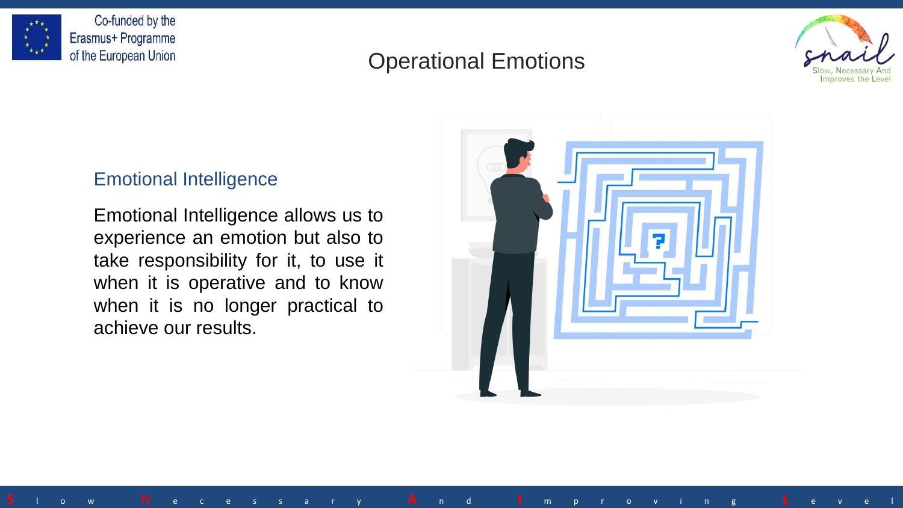# Operational Emotions

## Emotional Intelligence

Emotional Intelligence allows us to experience an emotion but also to take responsibility for it, to use it when it is operative and to know when it is no longer practical to achieve our results.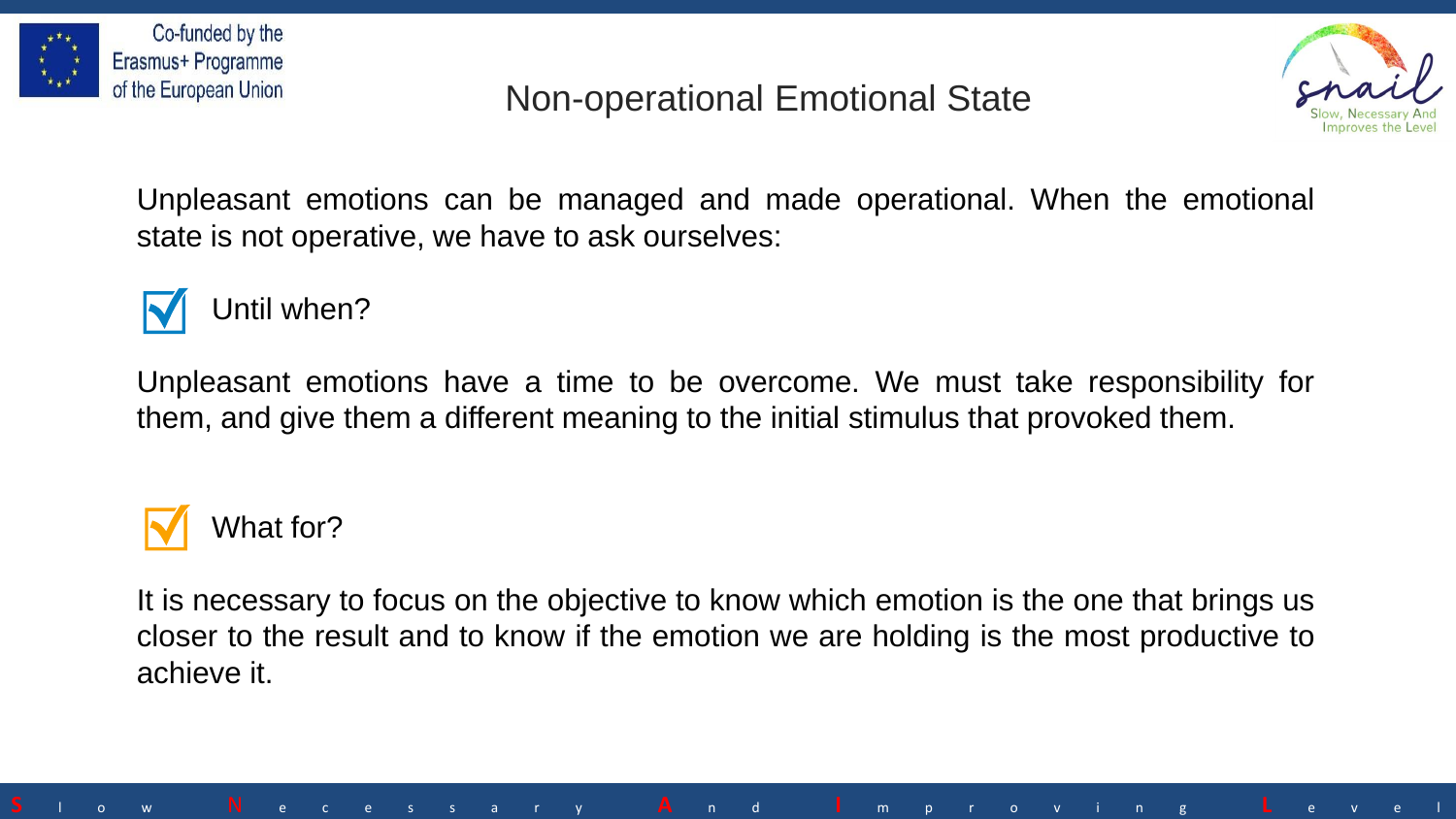# Non-operational Emotional State

Unpleasant emotions can be managed and made operational. When the emotional state is not operative, we have to ask ourselves:

- ☑ Until when?

Unpleasant emotions have a time to be overcome. We must take responsibility for them, and give them a different meaning to the initial stimulus that provoked them.

- ☑ What for?

It is necessary to focus on the objective to know which emotion is the one that brings us closer to the result and to know if the emotion we are holding is the most productive to achieve it.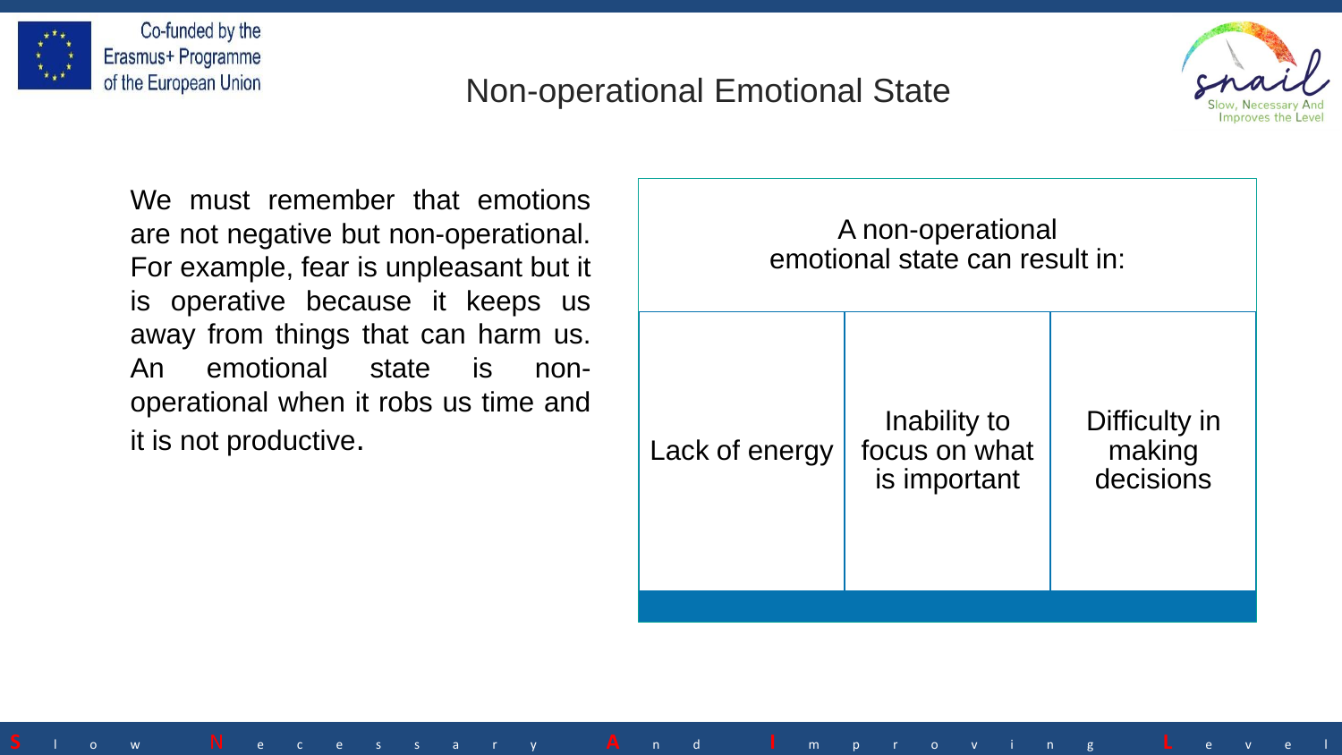# Non-operational Emotional State

We must remember that emotions are not negative but non-operational. For example, fear is unpleasant but it is operative because it keeps us away from things that can harm us. An emotional state is non-operational when it robs us time and it is not productive.

| A non-operational emotional state can result in: | | |
|---|---|---|
| Lack of energy | Inability to focus on what is important | Difficulty in making decisions |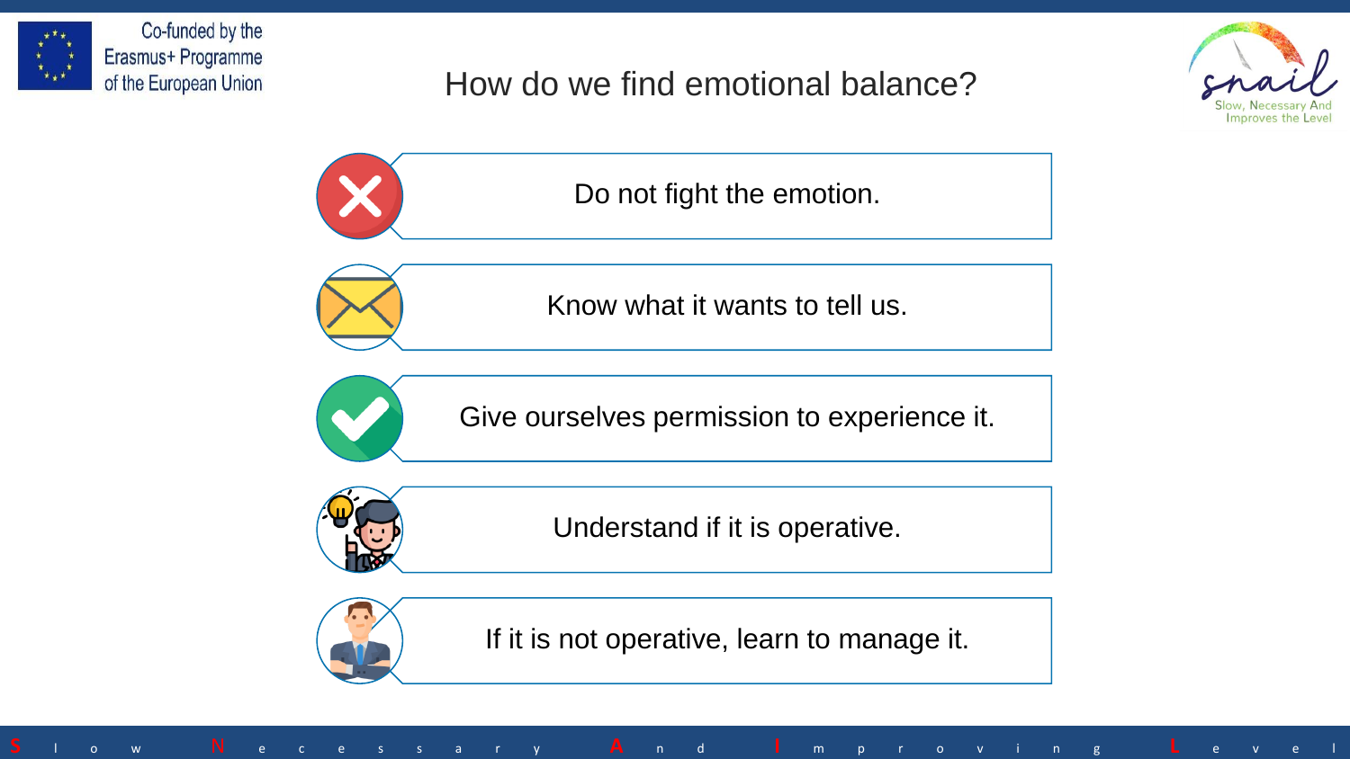# How do we find emotional balance?

- Do not fight the emotion.
- Know what it wants to tell us.
- Give ourselves permission to experience it.
- Understand if it is operative.
- If it is not operative, learn to manage it.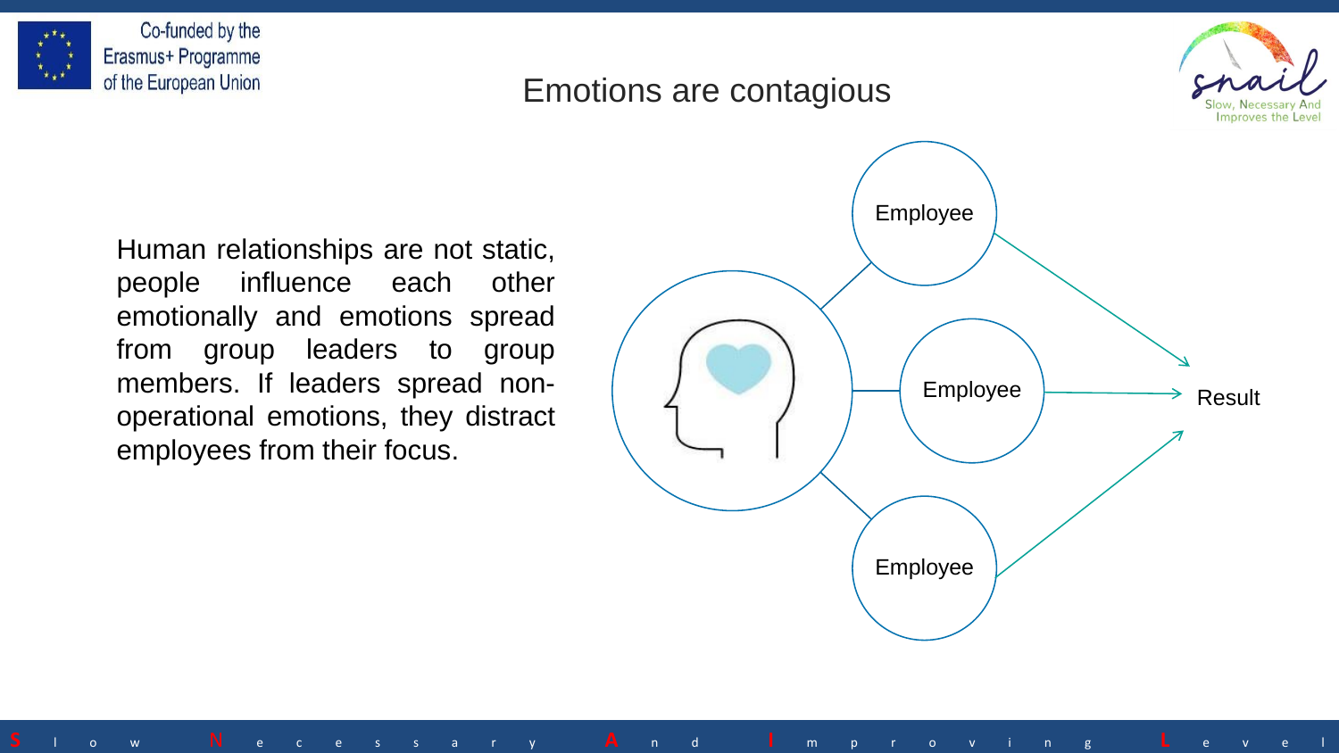# Emotions are contagious

Human relationships are not static, people influence each other emotionally and emotions spread from group leaders to group members. If leaders spread non-operational emotions, they distract employees from their focus.

Employee

Employee

Employee

Result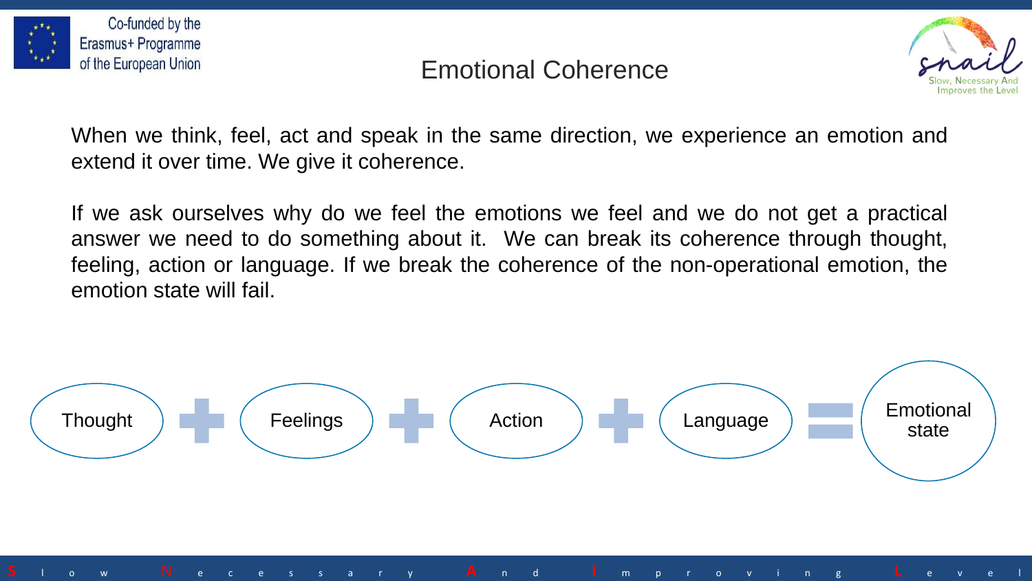# Emotional Coherence

When we think, feel, act and speak in the same direction, we experience an emotion and extend it over time. We give it coherence.

If we ask ourselves why do we feel the emotions we feel and we do not get a practical answer we need to do something about it. We can break its coherence through thought, feeling, action or language. If we break the coherence of the non-operational emotion, the emotion state will fail.

Thought + Feelings + Action + Language = Emotional state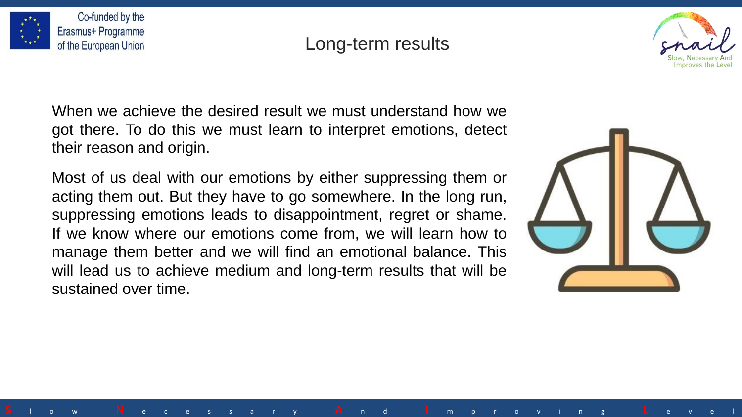# Long-term results

When we achieve the desired result we must understand how we got there. To do this we must learn to interpret emotions, detect their reason and origin.

Most of us deal with our emotions by either suppressing them or acting them out. But they have to go somewhere. In the long run, suppressing emotions leads to disappointment, regret or shame. If we know where our emotions come from, we will learn how to manage them better and we will find an emotional balance. This will lead us to achieve medium and long-term results that will be sustained over time.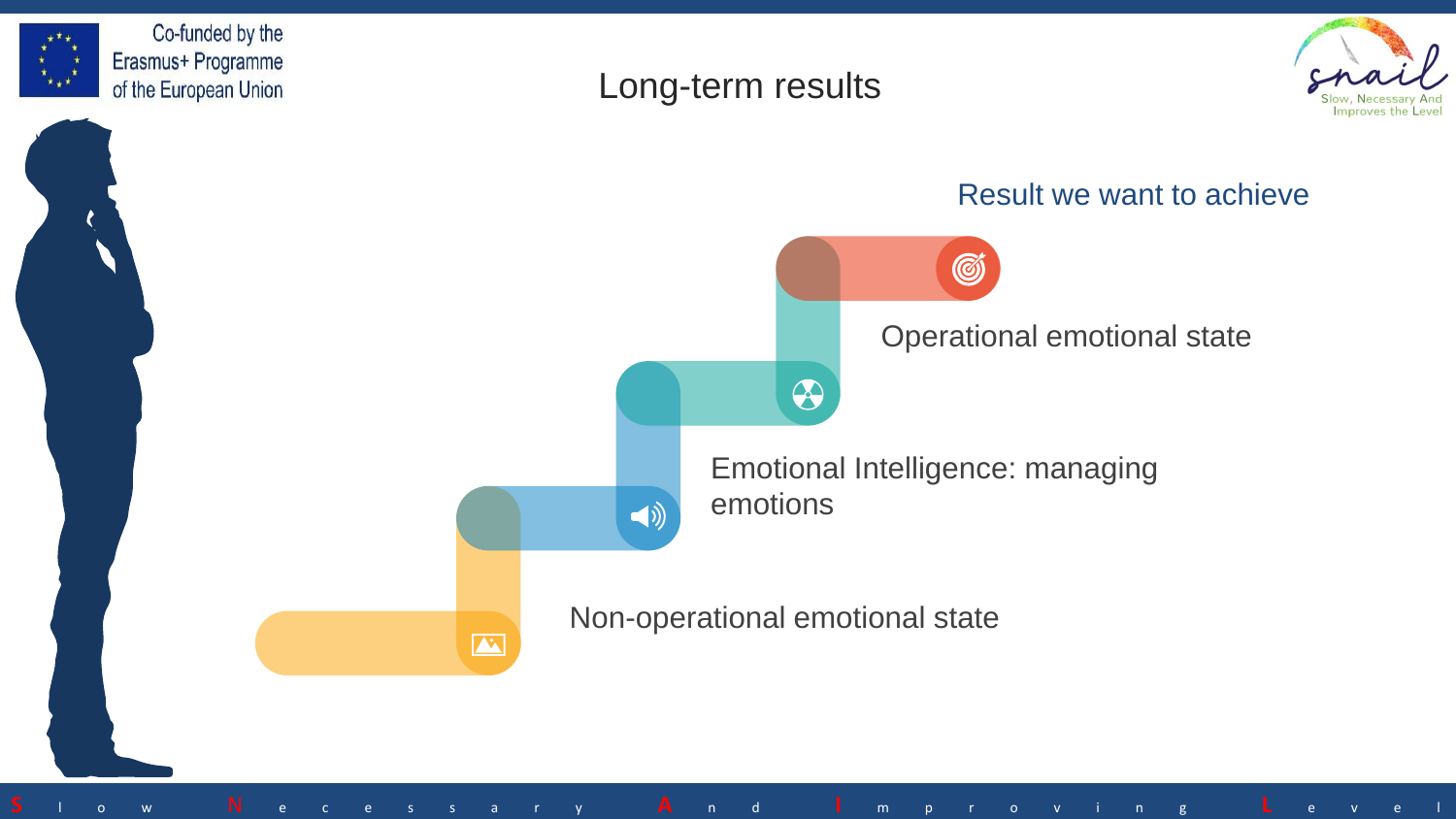# Long-term results

Result we want to achieve

- Operational emotional state
- Emotional Intelligence: managing emotions
- Non-operational emotional state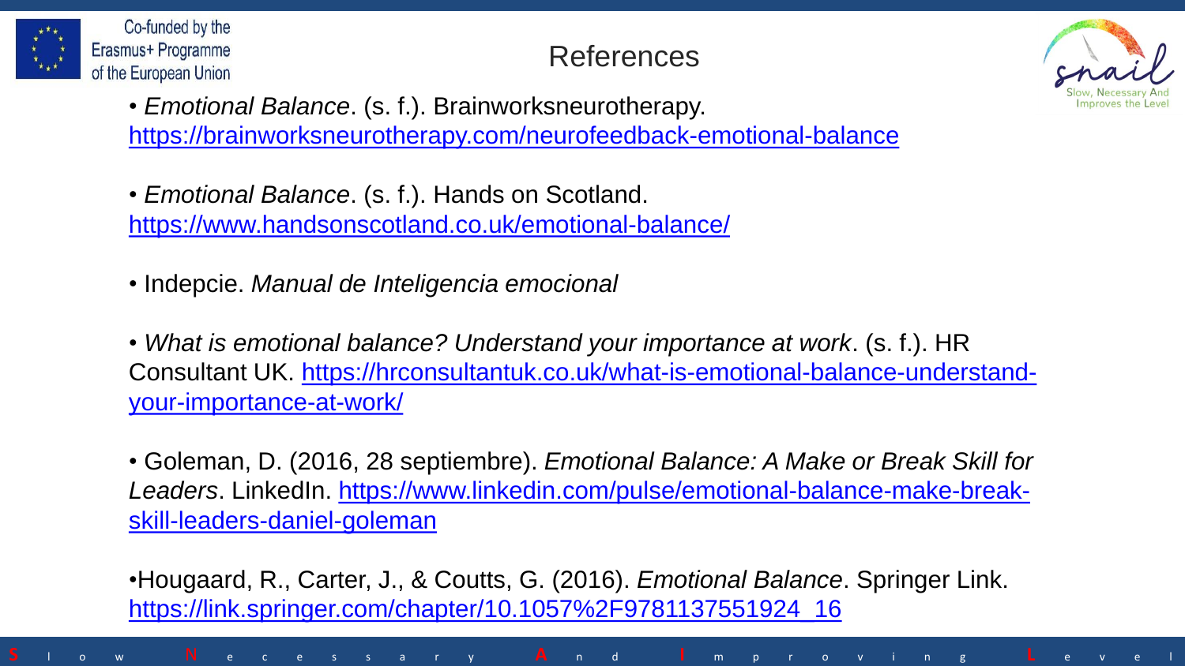# References

- *Emotional Balance*. (s. f.). Brainworksneurotherapy. https://brainworksneurotherapy.com/neurofeedback-emotional-balance

- *Emotional Balance*. (s. f.). Hands on Scotland. https://www.handsonscotland.co.uk/emotional-balance/

- Indepcie. *Manual de Inteligencia emocional*

- *What is emotional balance? Understand your importance at work*. (s. f.). HR Consultant UK. https://hrconsultantuk.co.uk/what-is-emotional-balance-understand-your-importance-at-work/

- Goleman, D. (2016, 28 septiembre). *Emotional Balance: A Make or Break Skill for Leaders*. LinkedIn. https://www.linkedin.com/pulse/emotional-balance-make-break-skill-leaders-daniel-goleman

- Hougaard, R., Carter, J., & Coutts, G. (2016). *Emotional Balance*. Springer Link. https://link.springer.com/chapter/10.1057%2F9781137551924_16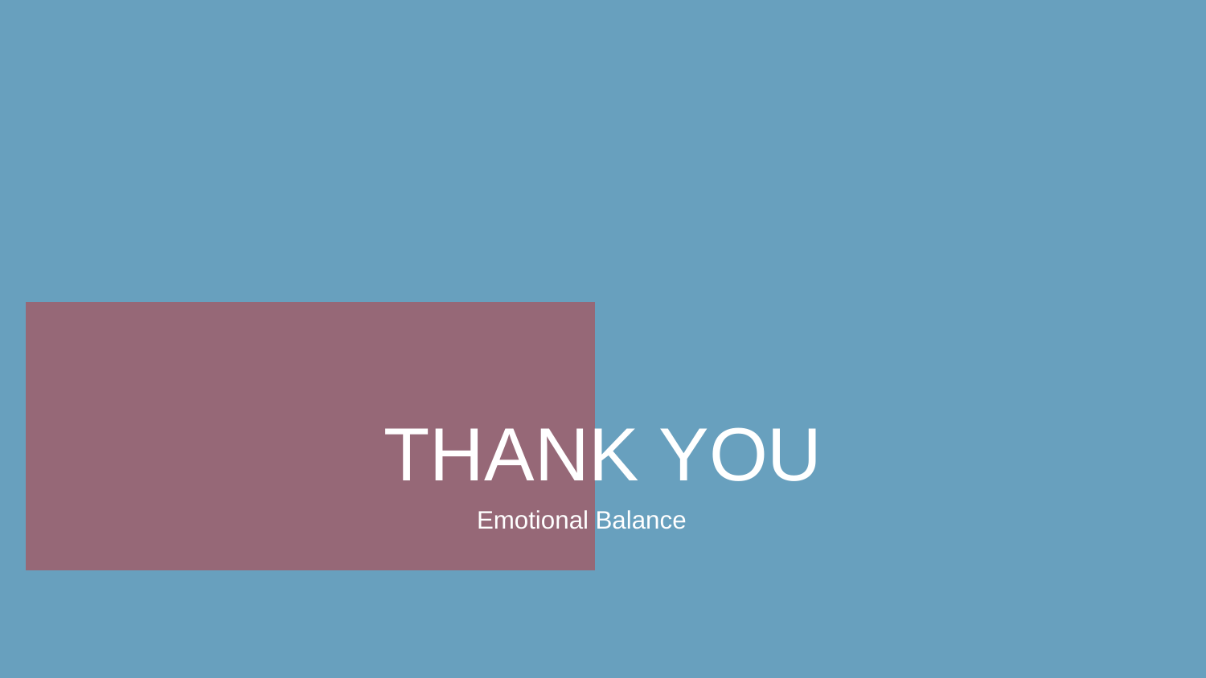# THANK YOU

Emotional Balance